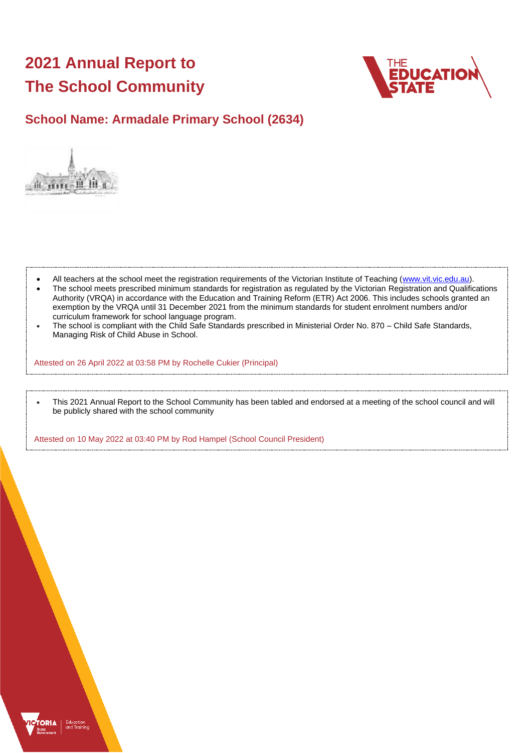# 2021 Annual Report to The School Community

## School Name: Armadale Primary School (2634)

- All teachers at the school meet the registration requirements of the Victorian Institute of Teaching (www.vit.vic.edu.au).
- The school meets prescribed minimum standards for registration as regulated by the Victorian Registration and Qualifications Authority (VRQA) in accordance with the Education and Training Reform (ETR) Act 2006. This includes schools granted an exemption by the VRQA until 31 December 2021 from the minimum standards for student enrolment numbers and/or curriculum framework for school language program.
- The school is compliant with the Child Safe Standards prescribed in Ministerial Order No. 870 – Child Safe Standards, Managing Risk of Child Abuse in School.

Attested on 26 April 2022 at 03:58 PM by Rochelle Cukier (Principal)

- This 2021 Annual Report to the School Community has been tabled and endorsed at a meeting of the school council and will be publicly shared with the school community

Attested on 10 May 2022 at 03:40 PM by Rod Hampel (School Council President)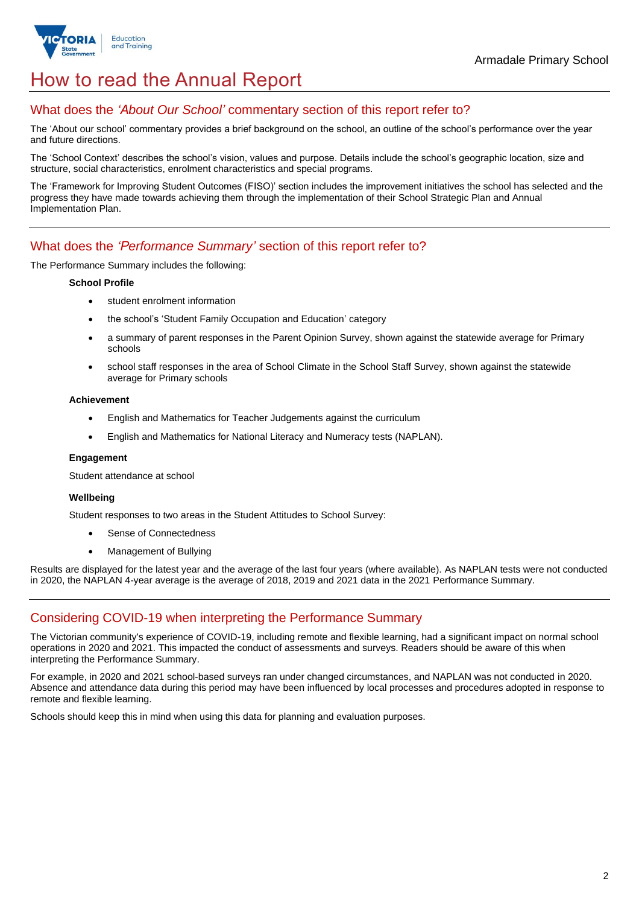# How to read the Annual Report

## What does the *'About Our School'* commentary section of this report refer to?

The 'About our school' commentary provides a brief background on the school, an outline of the school's performance over the year and future directions.

The 'School Context' describes the school's vision, values and purpose. Details include the school's geographic location, size and structure, social characteristics, enrolment characteristics and special programs.

The 'Framework for Improving Student Outcomes (FISO)' section includes the improvement initiatives the school has selected and the progress they have made towards achieving them through the implementation of their School Strategic Plan and Annual Implementation Plan.

## What does the *'Performance Summary'* section of this report refer to?

The Performance Summary includes the following:

**School Profile**

- student enrolment information
- the school's 'Student Family Occupation and Education' category
- a summary of parent responses in the Parent Opinion Survey, shown against the statewide average for Primary schools
- school staff responses in the area of School Climate in the School Staff Survey, shown against the statewide average for Primary schools

**Achievement**

- English and Mathematics for Teacher Judgements against the curriculum
- English and Mathematics for National Literacy and Numeracy tests (NAPLAN).

**Engagement**

Student attendance at school

**Wellbeing**

Student responses to two areas in the Student Attitudes to School Survey:

- Sense of Connectedness
- Management of Bullying

Results are displayed for the latest year and the average of the last four years (where available). As NAPLAN tests were not conducted in 2020, the NAPLAN 4-year average is the average of 2018, 2019 and 2021 data in the 2021 Performance Summary.

## Considering COVID-19 when interpreting the Performance Summary

The Victorian community's experience of COVID-19, including remote and flexible learning, had a significant impact on normal school operations in 2020 and 2021. This impacted the conduct of assessments and surveys. Readers should be aware of this when interpreting the Performance Summary.

For example, in 2020 and 2021 school-based surveys ran under changed circumstances, and NAPLAN was not conducted in 2020. Absence and attendance data during this period may have been influenced by local processes and procedures adopted in response to remote and flexible learning.

Schools should keep this in mind when using this data for planning and evaluation purposes.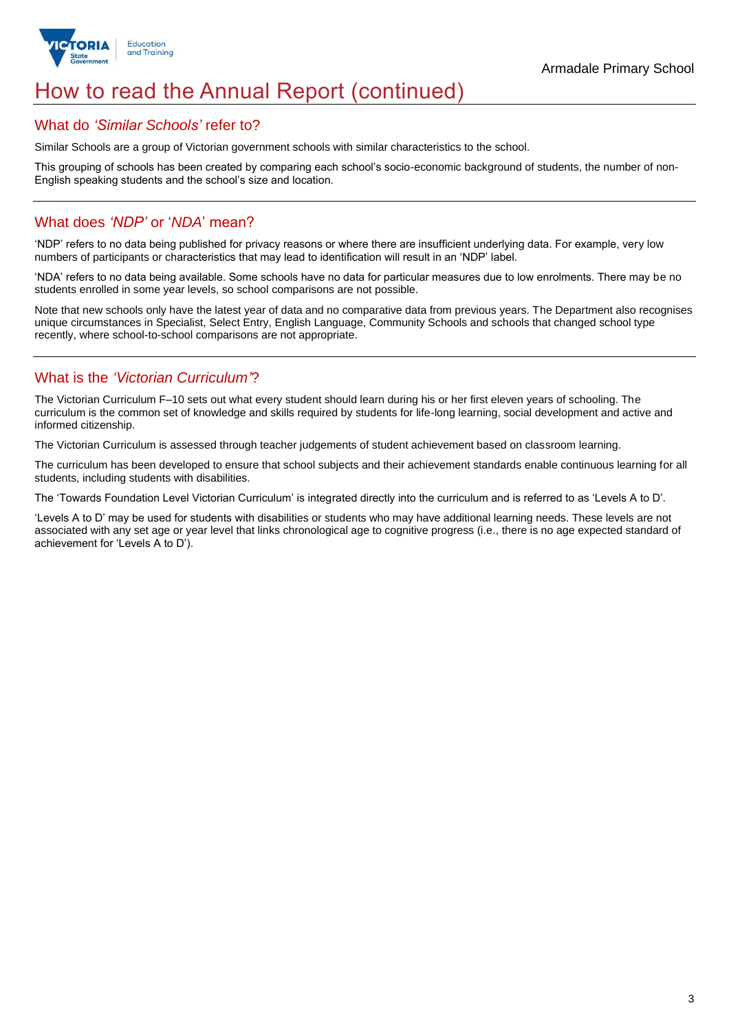# How to read the Annual Report (continued)

## What do *'Similar Schools'* refer to?

Similar Schools are a group of Victorian government schools with similar characteristics to the school.

This grouping of schools has been created by comparing each school's socio-economic background of students, the number of non-English speaking students and the school's size and location.

## What does *'NDP'* or '*NDA*' mean?

'NDP' refers to no data being published for privacy reasons or where there are insufficient underlying data. For example, very low numbers of participants or characteristics that may lead to identification will result in an 'NDP' label.

'NDA' refers to no data being available. Some schools have no data for particular measures due to low enrolments. There may be no students enrolled in some year levels, so school comparisons are not possible.

Note that new schools only have the latest year of data and no comparative data from previous years. The Department also recognises unique circumstances in Specialist, Select Entry, English Language, Community Schools and schools that changed school type recently, where school-to-school comparisons are not appropriate.

## What is the *'Victorian Curriculum'*?

The Victorian Curriculum F–10 sets out what every student should learn during his or her first eleven years of schooling. The curriculum is the common set of knowledge and skills required by students for life-long learning, social development and active and informed citizenship.

The Victorian Curriculum is assessed through teacher judgements of student achievement based on classroom learning.

The curriculum has been developed to ensure that school subjects and their achievement standards enable continuous learning for all students, including students with disabilities.

The 'Towards Foundation Level Victorian Curriculum' is integrated directly into the curriculum and is referred to as 'Levels A to D'.

'Levels A to D' may be used for students with disabilities or students who may have additional learning needs. These levels are not associated with any set age or year level that links chronological age to cognitive progress (i.e., there is no age expected standard of achievement for 'Levels A to D').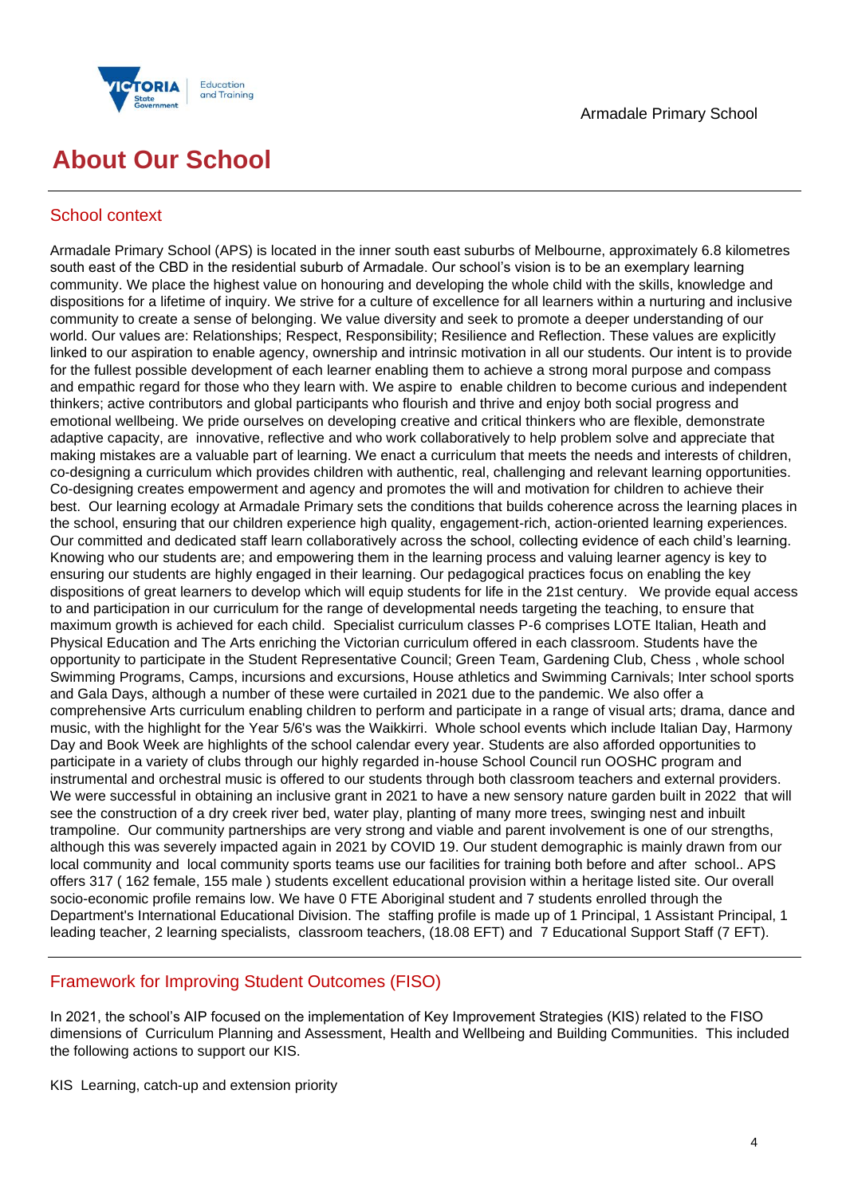# About Our School

## School context

Armadale Primary School (APS) is located in the inner south east suburbs of Melbourne, approximately 6.8 kilometres south east of the CBD in the residential suburb of Armadale. Our school's vision is to be an exemplary learning community. We place the highest value on honouring and developing the whole child with the skills, knowledge and dispositions for a lifetime of inquiry. We strive for a culture of excellence for all learners within a nurturing and inclusive community to create a sense of belonging. We value diversity and seek to promote a deeper understanding of our world. Our values are: Relationships; Respect, Responsibility; Resilience and Reflection. These values are explicitly linked to our aspiration to enable agency, ownership and intrinsic motivation in all our students. Our intent is to provide for the fullest possible development of each learner enabling them to achieve a strong moral purpose and compass and empathic regard for those who they learn with. We aspire to enable children to become curious and independent thinkers; active contributors and global participants who flourish and thrive and enjoy both social progress and emotional wellbeing. We pride ourselves on developing creative and critical thinkers who are flexible, demonstrate adaptive capacity, are innovative, reflective and who work collaboratively to help problem solve and appreciate that making mistakes are a valuable part of learning. We enact a curriculum that meets the needs and interests of children, co-designing a curriculum which provides children with authentic, real, challenging and relevant learning opportunities. Co-designing creates empowerment and agency and promotes the will and motivation for children to achieve their best. Our learning ecology at Armadale Primary sets the conditions that builds coherence across the learning places in the school, ensuring that our children experience high quality, engagement-rich, action-oriented learning experiences. Our committed and dedicated staff learn collaboratively across the school, collecting evidence of each child's learning. Knowing who our students are; and empowering them in the learning process and valuing learner agency is key to ensuring our students are highly engaged in their learning. Our pedagogical practices focus on enabling the key dispositions of great learners to develop which will equip students for life in the 21st century. We provide equal access to and participation in our curriculum for the range of developmental needs targeting the teaching, to ensure that maximum growth is achieved for each child. Specialist curriculum classes P-6 comprises LOTE Italian, Heath and Physical Education and The Arts enriching the Victorian curriculum offered in each classroom. Students have the opportunity to participate in the Student Representative Council; Green Team, Gardening Club, Chess , whole school Swimming Programs, Camps, incursions and excursions, House athletics and Swimming Carnivals; Inter school sports and Gala Days, although a number of these were curtailed in 2021 due to the pandemic. We also offer a comprehensive Arts curriculum enabling children to perform and participate in a range of visual arts; drama, dance and music, with the highlight for the Year 5/6's was the Waikkirri. Whole school events which include Italian Day, Harmony Day and Book Week are highlights of the school calendar every year. Students are also afforded opportunities to participate in a variety of clubs through our highly regarded in-house School Council run OOSHC program and instrumental and orchestral music is offered to our students through both classroom teachers and external providers. We were successful in obtaining an inclusive grant in 2021 to have a new sensory nature garden built in 2022 that will see the construction of a dry creek river bed, water play, planting of many more trees, swinging nest and inbuilt trampoline. Our community partnerships are very strong and viable and parent involvement is one of our strengths, although this was severely impacted again in 2021 by COVID 19. Our student demographic is mainly drawn from our local community and local community sports teams use our facilities for training both before and after school.. APS offers 317 ( 162 female, 155 male ) students excellent educational provision within a heritage listed site. Our overall socio-economic profile remains low. We have 0 FTE Aboriginal student and 7 students enrolled through the Department's International Educational Division. The staffing profile is made up of 1 Principal, 1 Assistant Principal, 1 leading teacher, 2 learning specialists, classroom teachers, (18.08 EFT) and 7 Educational Support Staff (7 EFT).

## Framework for Improving Student Outcomes (FISO)

In 2021, the school's AIP focused on the implementation of Key Improvement Strategies (KIS) related to the FISO dimensions of Curriculum Planning and Assessment, Health and Wellbeing and Building Communities. This included the following actions to support our KIS.

KIS Learning, catch-up and extension priority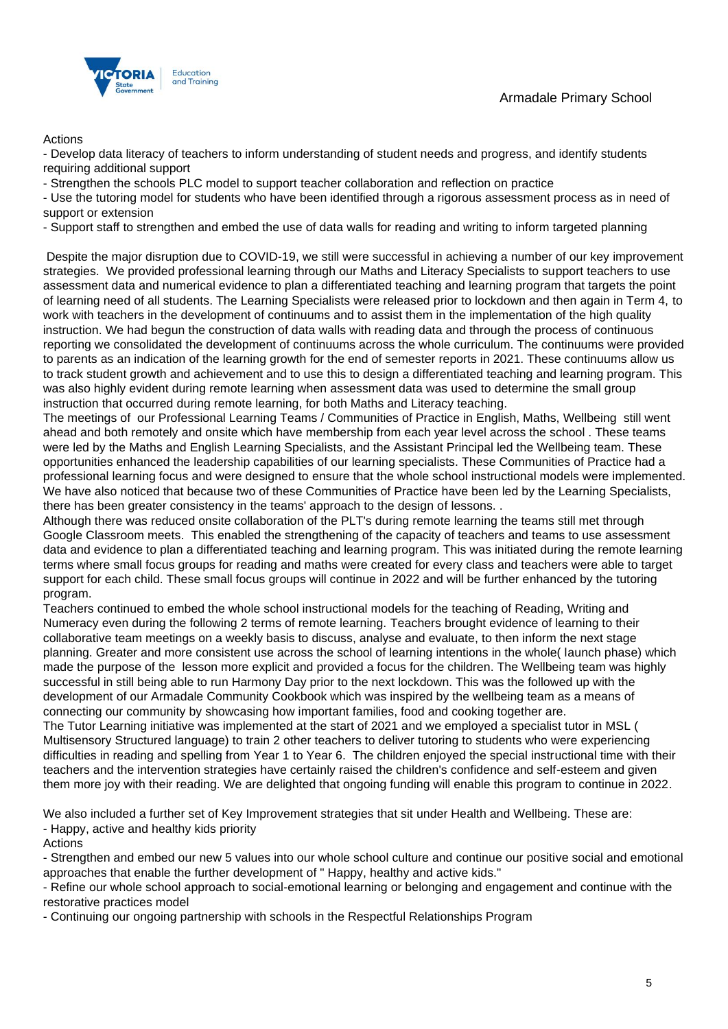Actions

- Develop data literacy of teachers to inform understanding of student needs and progress, and identify students requiring additional support
- Strengthen the schools PLC model to support teacher collaboration and reflection on practice
- Use the tutoring model for students who have been identified through a rigorous assessment process as in need of support or extension
- Support staff to strengthen and embed the use of data walls for reading and writing to inform targeted planning

Despite the major disruption due to COVID-19, we still were successful in achieving a number of our key improvement strategies. We provided professional learning through our Maths and Literacy Specialists to support teachers to use assessment data and numerical evidence to plan a differentiated teaching and learning program that targets the point of learning need of all students. The Learning Specialists were released prior to lockdown and then again in Term 4, to work with teachers in the development of continuums and to assist them in the implementation of the high quality instruction. We had begun the construction of data walls with reading data and through the process of continuous reporting we consolidated the development of continuums across the whole curriculum. The continuums were provided to parents as an indication of the learning growth for the end of semester reports in 2021. These continuums allow us to track student growth and achievement and to use this to design a differentiated teaching and learning program. This was also highly evident during remote learning when assessment data was used to determine the small group instruction that occurred during remote learning, for both Maths and Literacy teaching.
The meetings of our Professional Learning Teams / Communities of Practice in English, Maths, Wellbeing still went ahead and both remotely and onsite which have membership from each year level across the school . These teams were led by the Maths and English Learning Specialists, and the Assistant Principal led the Wellbeing team. These opportunities enhanced the leadership capabilities of our learning specialists. These Communities of Practice had a professional learning focus and were designed to ensure that the whole school instructional models were implemented. We have also noticed that because two of these Communities of Practice have been led by the Learning Specialists, there has been greater consistency in the teams' approach to the design of lessons. .
Although there was reduced onsite collaboration of the PLT's during remote learning the teams still met through Google Classroom meets. This enabled the strengthening of the capacity of teachers and teams to use assessment data and evidence to plan a differentiated teaching and learning program. This was initiated during the remote learning terms where small focus groups for reading and maths were created for every class and teachers were able to target support for each child. These small focus groups will continue in 2022 and will be further enhanced by the tutoring program.
Teachers continued to embed the whole school instructional models for the teaching of Reading, Writing and Numeracy even during the following 2 terms of remote learning. Teachers brought evidence of learning to their collaborative team meetings on a weekly basis to discuss, analyse and evaluate, to then inform the next stage planning. Greater and more consistent use across the school of learning intentions in the whole( launch phase) which made the purpose of the lesson more explicit and provided a focus for the children. The Wellbeing team was highly successful in still being able to run Harmony Day prior to the next lockdown. This was the followed up with the development of our Armadale Community Cookbook which was inspired by the wellbeing team as a means of connecting our community by showcasing how important families, food and cooking together are.
The Tutor Learning initiative was implemented at the start of 2021 and we employed a specialist tutor in MSL ( Multisensory Structured language) to train 2 other teachers to deliver tutoring to students who were experiencing difficulties in reading and spelling from Year 1 to Year 6. The children enjoyed the special instructional time with their teachers and the intervention strategies have certainly raised the children's confidence and self-esteem and given them more joy with their reading. We are delighted that ongoing funding will enable this program to continue in 2022.

We also included a further set of Key Improvement strategies that sit under Health and Wellbeing. These are:
- Happy, active and healthy kids priority

Actions

- Strengthen and embed our new 5 values into our whole school culture and continue our positive social and emotional approaches that enable the further development of " Happy, healthy and active kids."
- Refine our whole school approach to social-emotional learning or belonging and engagement and continue with the restorative practices model
- Continuing our ongoing partnership with schools in the Respectful Relationships Program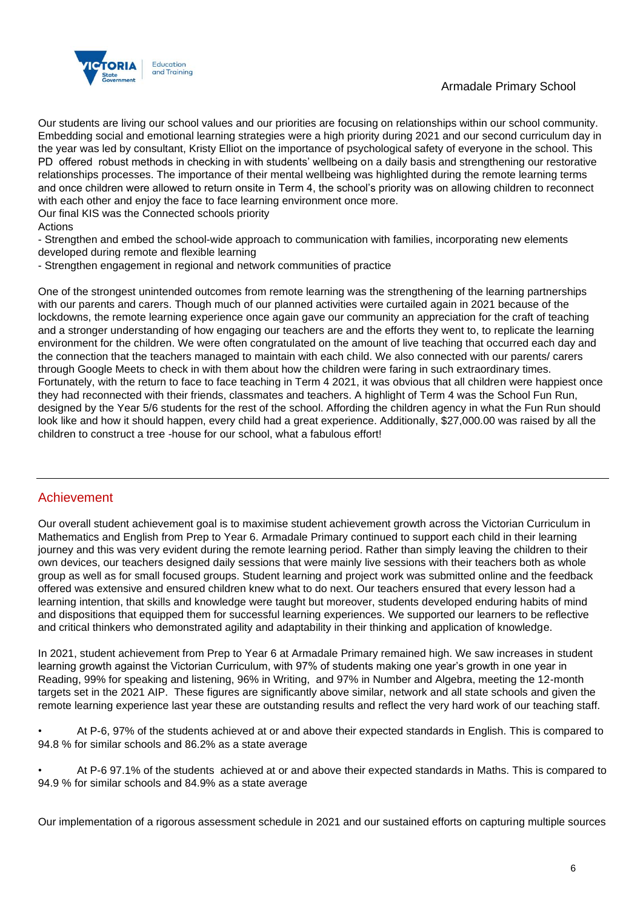Our students are living our school values and our priorities are focusing on relationships within our school community. Embedding social and emotional learning strategies were a high priority during 2021 and our second curriculum day in the year was led by consultant, Kristy Elliot on the importance of psychological safety of everyone in the school. This PD offered robust methods in checking in with students' wellbeing on a daily basis and strengthening our restorative relationships processes. The importance of their mental wellbeing was highlighted during the remote learning terms and once children were allowed to return onsite in Term 4, the school's priority was on allowing children to reconnect with each other and enjoy the face to face learning environment once more.

Our final KIS was the Connected schools priority

Actions

- Strengthen and embed the school-wide approach to communication with families, incorporating new elements developed during remote and flexible learning
- Strengthen engagement in regional and network communities of practice

One of the strongest unintended outcomes from remote learning was the strengthening of the learning partnerships with our parents and carers. Though much of our planned activities were curtailed again in 2021 because of the lockdowns, the remote learning experience once again gave our community an appreciation for the craft of teaching and a stronger understanding of how engaging our teachers are and the efforts they went to, to replicate the learning environment for the children. We were often congratulated on the amount of live teaching that occurred each day and the connection that the teachers managed to maintain with each child. We also connected with our parents/ carers through Google Meets to check in with them about how the children were faring in such extraordinary times. Fortunately, with the return to face to face teaching in Term 4 2021, it was obvious that all children were happiest once they had reconnected with their friends, classmates and teachers. A highlight of Term 4 was the School Fun Run, designed by the Year 5/6 students for the rest of the school. Affording the children agency in what the Fun Run should look like and how it should happen, every child had a great experience. Additionally, $27,000.00 was raised by all the children to construct a tree -house for our school, what a fabulous effort!

## Achievement

Our overall student achievement goal is to maximise student achievement growth across the Victorian Curriculum in Mathematics and English from Prep to Year 6. Armadale Primary continued to support each child in their learning journey and this was very evident during the remote learning period. Rather than simply leaving the children to their own devices, our teachers designed daily sessions that were mainly live sessions with their teachers both as whole group as well as for small focused groups. Student learning and project work was submitted online and the feedback offered was extensive and ensured children knew what to do next. Our teachers ensured that every lesson had a learning intention, that skills and knowledge were taught but moreover, students developed enduring habits of mind and dispositions that equipped them for successful learning experiences. We supported our learners to be reflective and critical thinkers who demonstrated agility and adaptability in their thinking and application of knowledge.

In 2021, student achievement from Prep to Year 6 at Armadale Primary remained high. We saw increases in student learning growth against the Victorian Curriculum, with 97% of students making one year's growth in one year in Reading, 99% for speaking and listening, 96% in Writing, and 97% in Number and Algebra, meeting the 12-month targets set in the 2021 AIP. These figures are significantly above similar, network and all state schools and given the remote learning experience last year these are outstanding results and reflect the very hard work of our teaching staff.

- At P-6, 97% of the students achieved at or and above their expected standards in English. This is compared to 94.8 % for similar schools and 86.2% as a state average
- At P-6 97.1% of the students achieved at or and above their expected standards in Maths. This is compared to 94.9 % for similar schools and 84.9% as a state average

Our implementation of a rigorous assessment schedule in 2021 and our sustained efforts on capturing multiple sources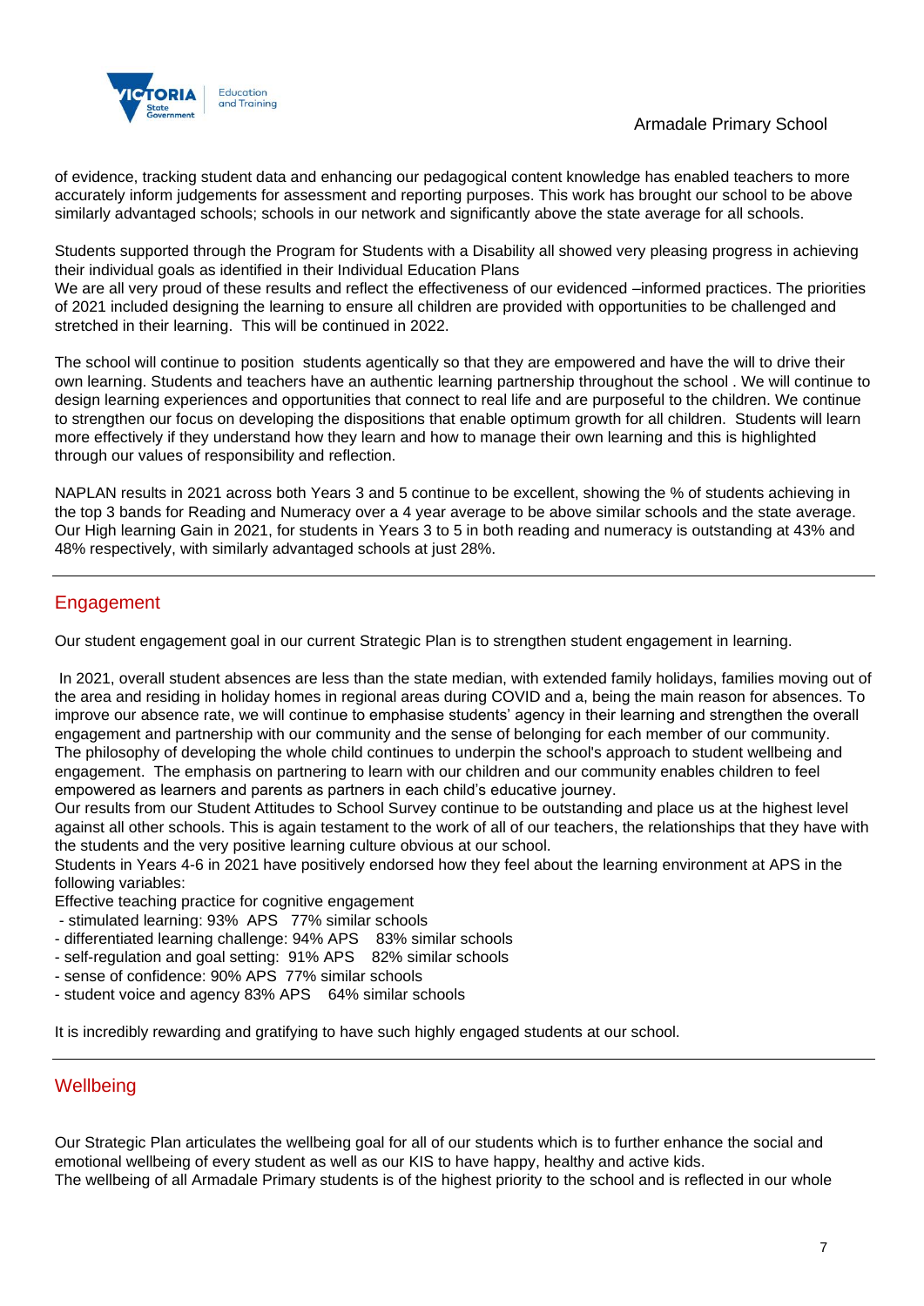of evidence, tracking student data and enhancing our pedagogical content knowledge has enabled teachers to more accurately inform judgements for assessment and reporting purposes. This work has brought our school to be above similarly advantaged schools; schools in our network and significantly above the state average for all schools.

Students supported through the Program for Students with a Disability all showed very pleasing progress in achieving their individual goals as identified in their Individual Education Plans
We are all very proud of these results and reflect the effectiveness of our evidenced –informed practices. The priorities of 2021 included designing the learning to ensure all children are provided with opportunities to be challenged and stretched in their learning. This will be continued in 2022.

The school will continue to position students agentically so that they are empowered and have the will to drive their own learning. Students and teachers have an authentic learning partnership throughout the school . We will continue to design learning experiences and opportunities that connect to real life and are purposeful to the children. We continue to strengthen our focus on developing the dispositions that enable optimum growth for all children. Students will learn more effectively if they understand how they learn and how to manage their own learning and this is highlighted through our values of responsibility and reflection.

NAPLAN results in 2021 across both Years 3 and 5 continue to be excellent, showing the % of students achieving in the top 3 bands for Reading and Numeracy over a 4 year average to be above similar schools and the state average. Our High learning Gain in 2021, for students in Years 3 to 5 in both reading and numeracy is outstanding at 43% and 48% respectively, with similarly advantaged schools at just 28%.

## Engagement

Our student engagement goal in our current Strategic Plan is to strengthen student engagement in learning.

In 2021, overall student absences are less than the state median, with extended family holidays, families moving out of the area and residing in holiday homes in regional areas during COVID and a, being the main reason for absences. To improve our absence rate, we will continue to emphasise students' agency in their learning and strengthen the overall engagement and partnership with our community and the sense of belonging for each member of our community.
The philosophy of developing the whole child continues to underpin the school's approach to student wellbeing and engagement. The emphasis on partnering to learn with our children and our community enables children to feel empowered as learners and parents as partners in each child's educative journey.
Our results from our Student Attitudes to School Survey continue to be outstanding and place us at the highest level against all other schools. This is again testament to the work of all of our teachers, the relationships that they have with the students and the very positive learning culture obvious at our school.
Students in Years 4-6 in 2021 have positively endorsed how they feel about the learning environment at APS in the following variables:
Effective teaching practice for cognitive engagement

- stimulated learning: 93% APS 77% similar schools
- differentiated learning challenge: 94% APS 83% similar schools
- self-regulation and goal setting: 91% APS 82% similar schools
- sense of confidence: 90% APS 77% similar schools
- student voice and agency 83% APS 64% similar schools

It is incredibly rewarding and gratifying to have such highly engaged students at our school.

## Wellbeing

Our Strategic Plan articulates the wellbeing goal for all of our students which is to further enhance the social and emotional wellbeing of every student as well as our KIS to have happy, healthy and active kids.
The wellbeing of all Armadale Primary students is of the highest priority to the school and is reflected in our whole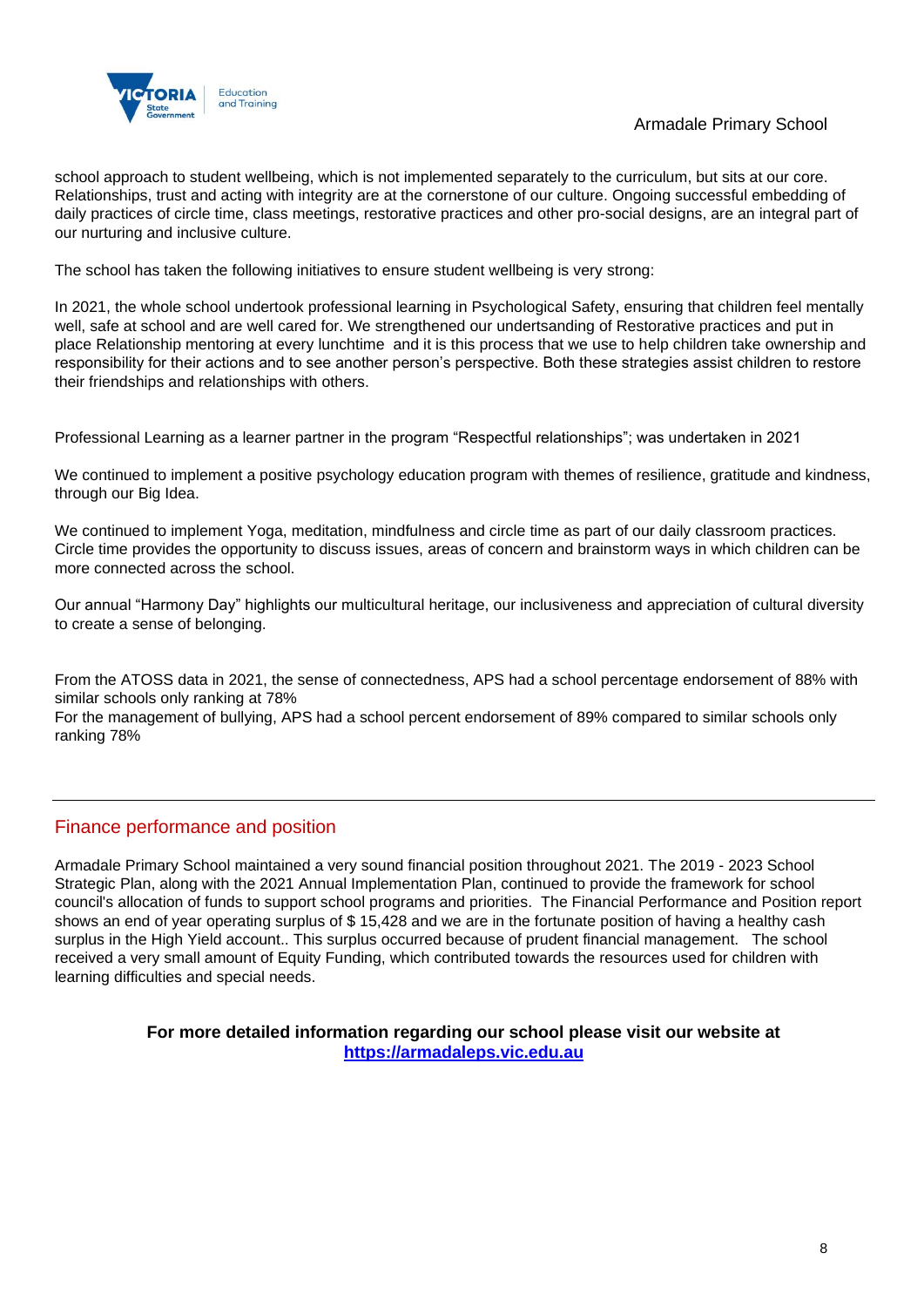school approach to student wellbeing, which is not implemented separately to the curriculum, but sits at our core. Relationships, trust and acting with integrity are at the cornerstone of our culture. Ongoing successful embedding of daily practices of circle time, class meetings, restorative practices and other pro-social designs, are an integral part of our nurturing and inclusive culture.

The school has taken the following initiatives to ensure student wellbeing is very strong:

In 2021, the whole school undertook professional learning in Psychological Safety, ensuring that children feel mentally well, safe at school and are well cared for. We strengthened our undertsanding of Restorative practices and put in place Relationship mentoring at every lunchtime and it is this process that we use to help children take ownership and responsibility for their actions and to see another person's perspective. Both these strategies assist children to restore their friendships and relationships with others.

Professional Learning as a learner partner in the program "Respectful relationships"; was undertaken in 2021

We continued to implement a positive psychology education program with themes of resilience, gratitude and kindness, through our Big Idea.

We continued to implement Yoga, meditation, mindfulness and circle time as part of our daily classroom practices. Circle time provides the opportunity to discuss issues, areas of concern and brainstorm ways in which children can be more connected across the school.

Our annual "Harmony Day" highlights our multicultural heritage, our inclusiveness and appreciation of cultural diversity to create a sense of belonging.

From the ATOSS data in 2021, the sense of connectedness, APS had a school percentage endorsement of 88% with similar schools only ranking at 78%
For the management of bullying, APS had a school percent endorsement of 89% compared to similar schools only ranking 78%

## Finance performance and position

Armadale Primary School maintained a very sound financial position throughout 2021. The 2019 - 2023 School Strategic Plan, along with the 2021 Annual Implementation Plan, continued to provide the framework for school council's allocation of funds to support school programs and priorities. The Financial Performance and Position report shows an end of year operating surplus of $ 15,428 and we are in the fortunate position of having a healthy cash surplus in the High Yield account.. This surplus occurred because of prudent financial management. The school received a very small amount of Equity Funding, which contributed towards the resources used for children with learning difficulties and special needs.

**For more detailed information regarding our school please visit our website at [https://armadaleps.vic.edu.au](https://armadaleps.vic.edu.au)**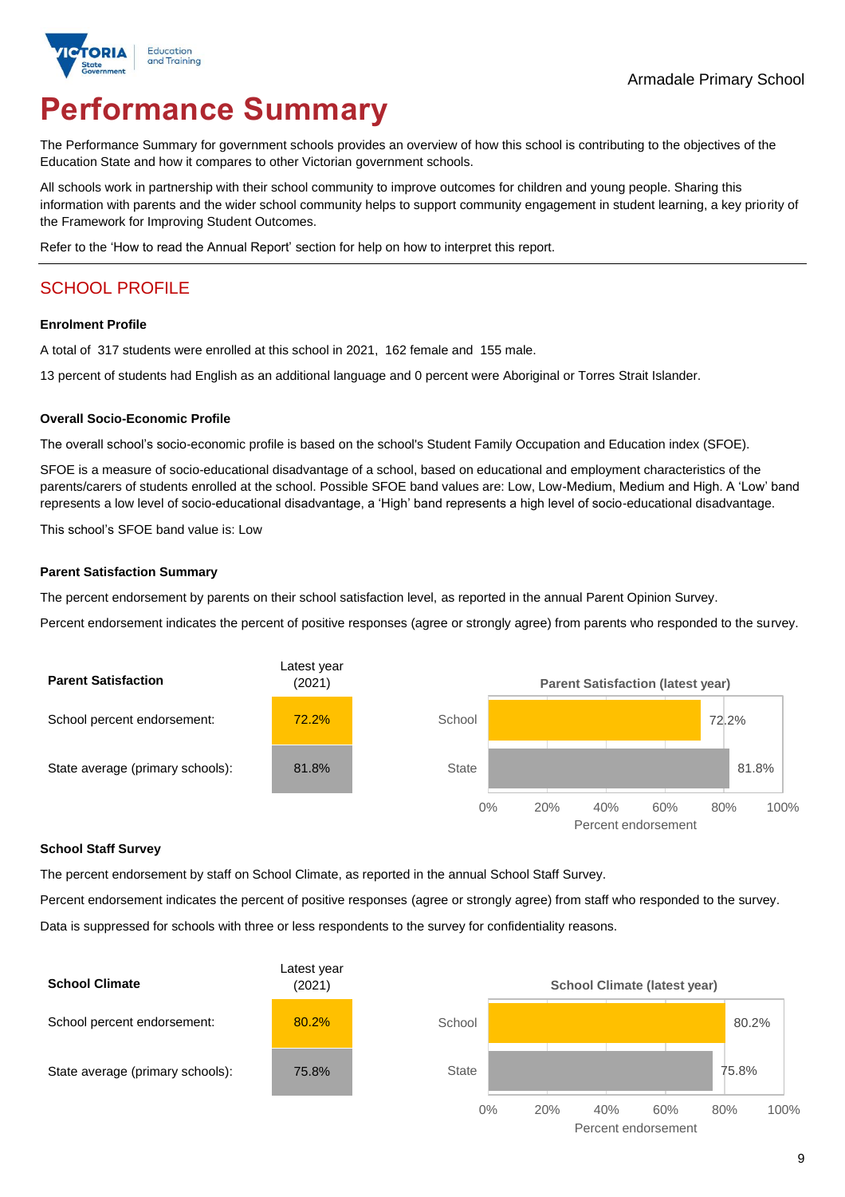Armadale Primary School

# Performance Summary

The Performance Summary for government schools provides an overview of how this school is contributing to the objectives of the Education State and how it compares to other Victorian government schools.

All schools work in partnership with their school community to improve outcomes for children and young people. Sharing this information with parents and the wider school community helps to support community engagement in student learning, a key priority of the Framework for Improving Student Outcomes.

Refer to the 'How to read the Annual Report' section for help on how to interpret this report.

## SCHOOL PROFILE

### Enrolment Profile

A total of 317 students were enrolled at this school in 2021, 162 female and 155 male.

13 percent of students had English as an additional language and 0 percent were Aboriginal or Torres Strait Islander.

### Overall Socio-Economic Profile

The overall school's socio-economic profile is based on the school's Student Family Occupation and Education index (SFOE).

SFOE is a measure of socio-educational disadvantage of a school, based on educational and employment characteristics of the parents/carers of students enrolled at the school. Possible SFOE band values are: Low, Low-Medium, Medium and High. A 'Low' band represents a low level of socio-educational disadvantage, a 'High' band represents a high level of socio-educational disadvantage.

This school's SFOE band value is: Low

### Parent Satisfaction Summary

The percent endorsement by parents on their school satisfaction level, as reported in the annual Parent Opinion Survey.

Percent endorsement indicates the percent of positive responses (agree or strongly agree) from parents who responded to the survey.

| Parent Satisfaction | Latest year (2021) |
|---|---|
| School percent endorsement: | 72.2% |
| State average (primary schools): | 81.8% |

**Parent Satisfaction (latest year)**

| | Percent endorsement |
|---|---|
| School | 72.2% |
| State | 81.8% |

### School Staff Survey

The percent endorsement by staff on School Climate, as reported in the annual School Staff Survey.

Percent endorsement indicates the percent of positive responses (agree or strongly agree) from staff who responded to the survey.

Data is suppressed for schools with three or less respondents to the survey for confidentiality reasons.

| School Climate | Latest year (2021) |
|---|---|
| School percent endorsement: | 80.2% |
| State average (primary schools): | 75.8% |

**School Climate (latest year)**

| | Percent endorsement |
|---|---|
| School | 80.2% |
| State | 75.8% |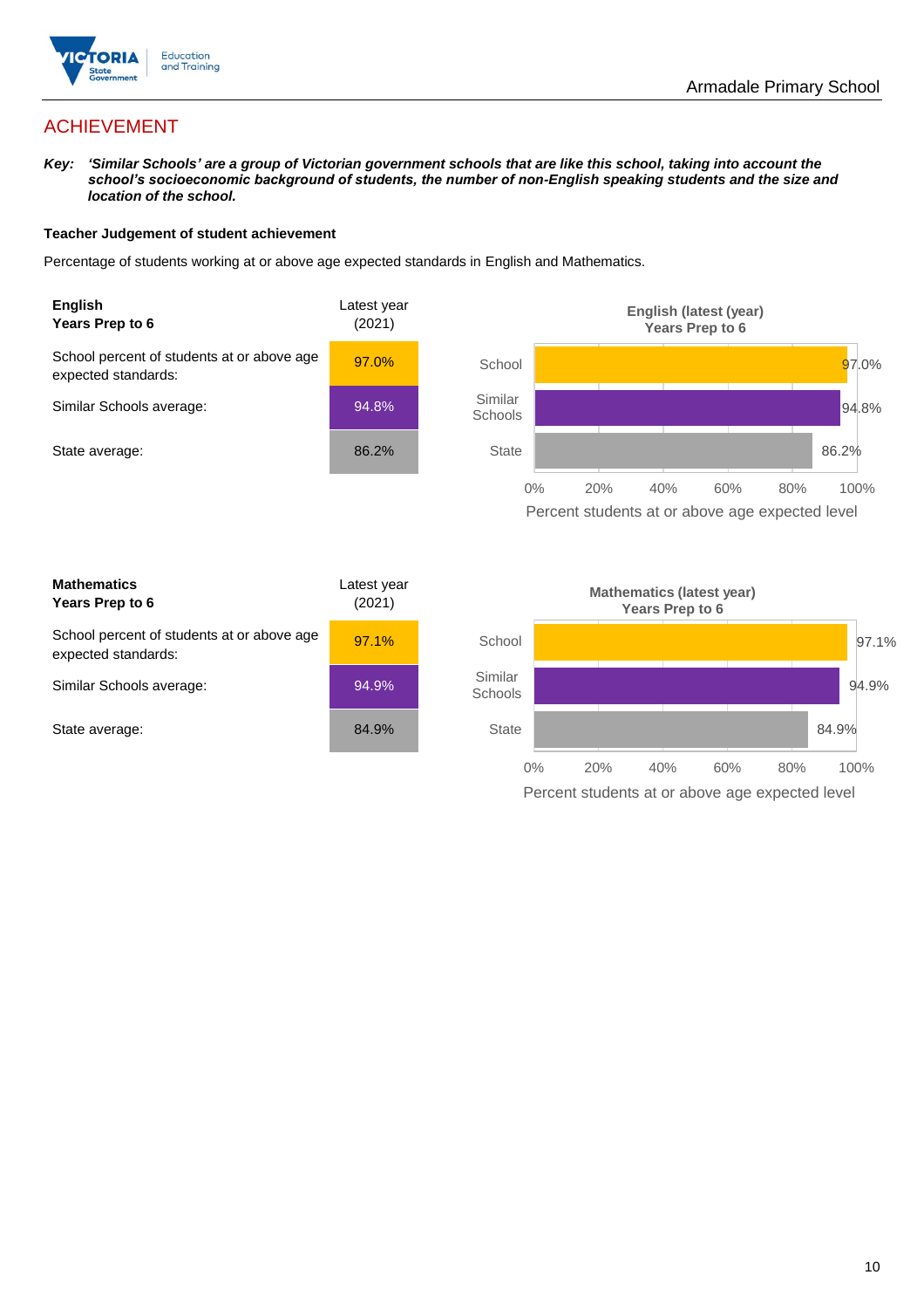## ACHIEVEMENT

***Key:** 'Similar Schools' are a group of Victorian government schools that are like this school, taking into account the school's socioeconomic background of students, the number of non-English speaking students and the size and location of the school.*

**Teacher Judgement of student achievement**

Percentage of students working at or above age expected standards in English and Mathematics.

| **English**<br>**Years Prep to 6** | Latest year (2021) |
| --- | --- |
| School percent of students at or above age expected standards: | 97.0% |
| Similar Schools average: | 94.8% |
| State average: | 86.2% |

**English (latest (year) Years Prep to 6**

| | Percent students at or above age expected level |
| --- | --- |
| School | 97.0% |
| Similar Schools | 94.8% |
| State | 86.2% |

| **Mathematics**<br>**Years Prep to 6** | Latest year (2021) |
| --- | --- |
| School percent of students at or above age expected standards: | 97.1% |
| Similar Schools average: | 94.9% |
| State average: | 84.9% |

**Mathematics (latest year) Years Prep to 6**

| | Percent students at or above age expected level |
| --- | --- |
| School | 97.1% |
| Similar Schools | 94.9% |
| State | 84.9% |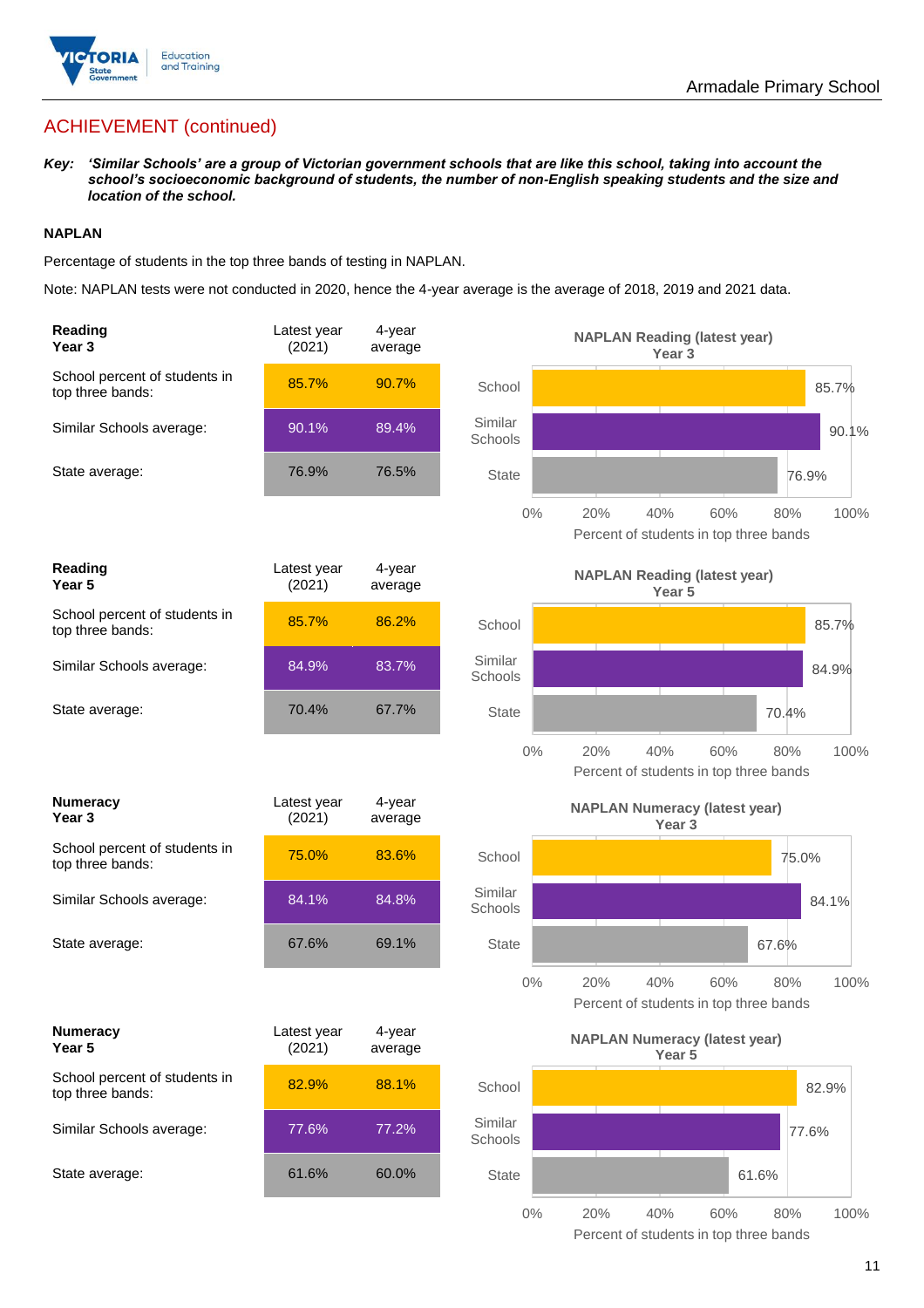## ACHIEVEMENT (continued)

***Key:*** ***'Similar Schools' are a group of Victorian government schools that are like this school, taking into account the school's socioeconomic background of students, the number of non-English speaking students and the size and location of the school.***

**NAPLAN**

Percentage of students in the top three bands of testing in NAPLAN.

Note: NAPLAN tests were not conducted in 2020, hence the 4-year average is the average of 2018, 2019 and 2021 data.

| **Reading Year 3** | Latest year (2021) | 4-year average |
|---|---|---|
| School percent of students in top three bands: | 85.7% | 90.7% |
| Similar Schools average: | 90.1% | 89.4% |
| State average: | 76.9% | 76.5% |

**NAPLAN Reading (latest year) Year 3**

| | Percent of students in top three bands |
|---|---|
| School | 85.7% |
| Similar Schools | 90.1% |
| State | 76.9% |

| **Reading Year 5** | Latest year (2021) | 4-year average |
|---|---|---|
| School percent of students in top three bands: | 85.7% | 86.2% |
| Similar Schools average: | 84.9% | 83.7% |
| State average: | 70.4% | 67.7% |

**NAPLAN Reading (latest year) Year 5**

| | Percent of students in top three bands |
|---|---|
| School | 85.7% |
| Similar Schools | 84.9% |
| State | 70.4% |

| **Numeracy Year 3** | Latest year (2021) | 4-year average |
|---|---|---|
| School percent of students in top three bands: | 75.0% | 83.6% |
| Similar Schools average: | 84.1% | 84.8% |
| State average: | 67.6% | 69.1% |

**NAPLAN Numeracy (latest year) Year 3**

| | Percent of students in top three bands |
|---|---|
| School | 75.0% |
| Similar Schools | 84.1% |
| State | 67.6% |

| **Numeracy Year 5** | Latest year (2021) | 4-year average |
|---|---|---|
| School percent of students in top three bands: | 82.9% | 88.1% |
| Similar Schools average: | 77.6% | 77.2% |
| State average: | 61.6% | 60.0% |

**NAPLAN Numeracy (latest year) Year 5**

| | Percent of students in top three bands |
|---|---|
| School | 82.9% |
| Similar Schools | 77.6% |
| State | 61.6% |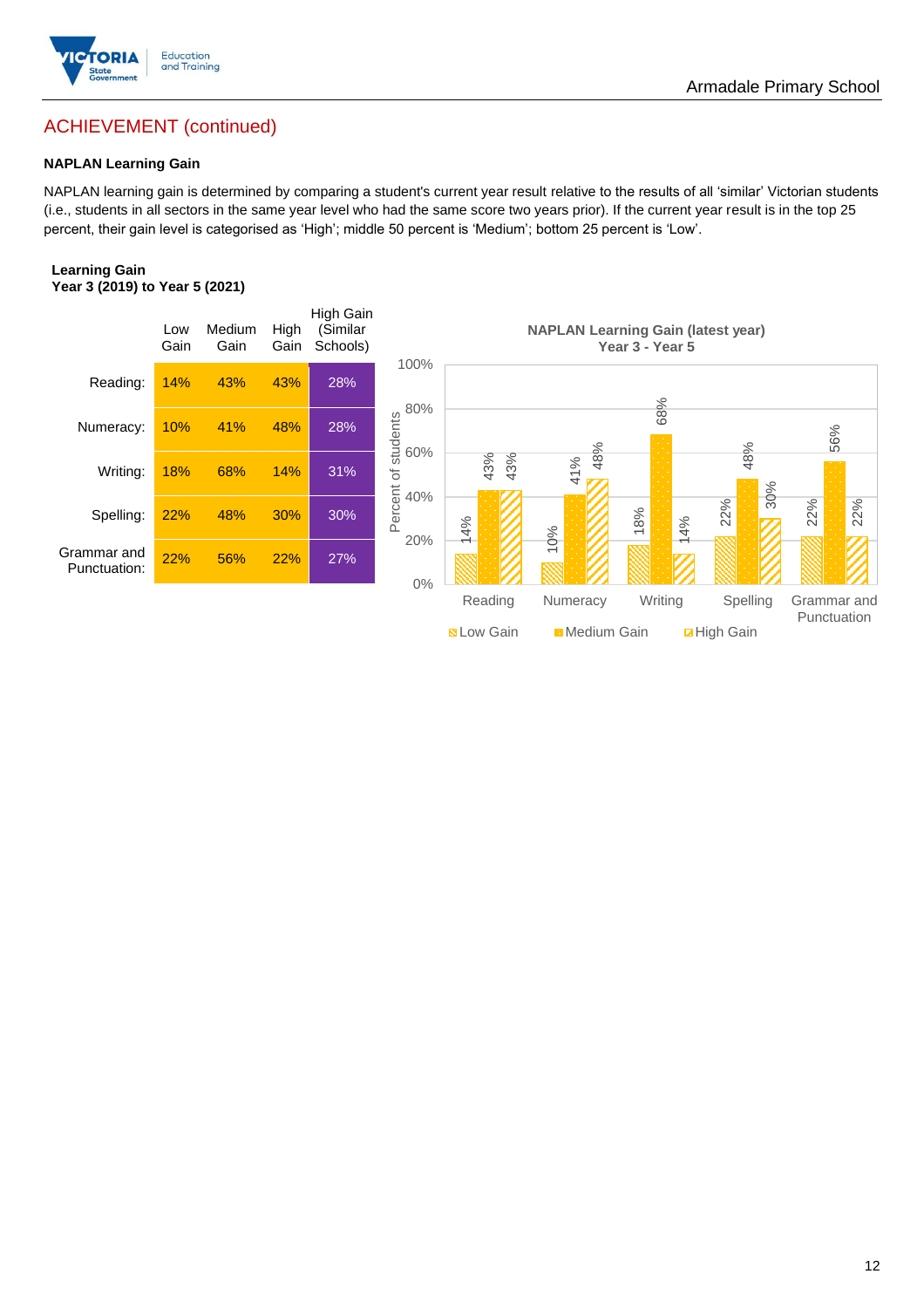## ACHIEVEMENT (continued)

**NAPLAN Learning Gain**

NAPLAN learning gain is determined by comparing a student's current year result relative to the results of all 'similar' Victorian students (i.e., students in all sectors in the same year level who had the same score two years prior). If the current year result is in the top 25 percent, their gain level is categorised as 'High'; middle 50 percent is 'Medium'; bottom 25 percent is 'Low'.

**Learning Gain**
**Year 3 (2019) to Year 5 (2021)**

| | Low Gain | Medium Gain | High Gain | High Gain (Similar Schools) |
|---|---|---|---|---|
| Reading: | 14% | 43% | 43% | 28% |
| Numeracy: | 10% | 41% | 48% | 28% |
| Writing: | 18% | 68% | 14% | 31% |
| Spelling: | 22% | 48% | 30% | 30% |
| Grammar and Punctuation: | 22% | 56% | 22% | 27% |

**NAPLAN Learning Gain (latest year)**
**Year 3 - Year 5**

| | Low Gain | Medium Gain | High Gain |
|---|---|---|---|
| Reading | 14% | 43% | 43% |
| Numeracy | 10% | 41% | 48% |
| Writing | 18% | 68% | 14% |
| Spelling | 22% | 48% | 30% |
| Grammar and Punctuation | 22% | 56% | 22% |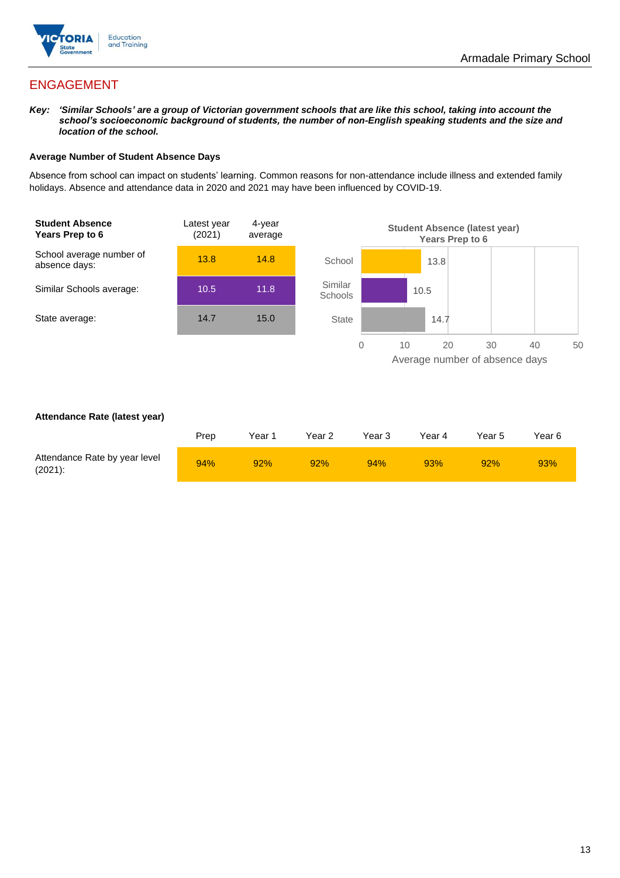## ENGAGEMENT

***Key:** 'Similar Schools' are a group of Victorian government schools that are like this school, taking into account the school's socioeconomic background of students, the number of non-English speaking students and the size and location of the school.*

### Average Number of Student Absence Days

Absence from school can impact on students' learning. Common reasons for non-attendance include illness and extended family holidays. Absence and attendance data in 2020 and 2021 may have been influenced by COVID-19.

| Student Absence Years Prep to 6 | Latest year (2021) | 4-year average |
|---|---|---|
| School average number of absence days: | 13.8 | 14.8 |
| Similar Schools average: | 10.5 | 11.8 |
| State average: | 14.7 | 15.0 |

**Student Absence (latest year) Years Prep to 6**

| | Average number of absence days |
|---|---|
| School | 13.8 |
| Similar Schools | 10.5 |
| State | 14.7 |

### Attendance Rate (latest year)

| | Prep | Year 1 | Year 2 | Year 3 | Year 4 | Year 5 | Year 6 |
|---|---|---|---|---|---|---|---|
| Attendance Rate by year level (2021): | 94% | 92% | 92% | 94% | 93% | 92% | 93% |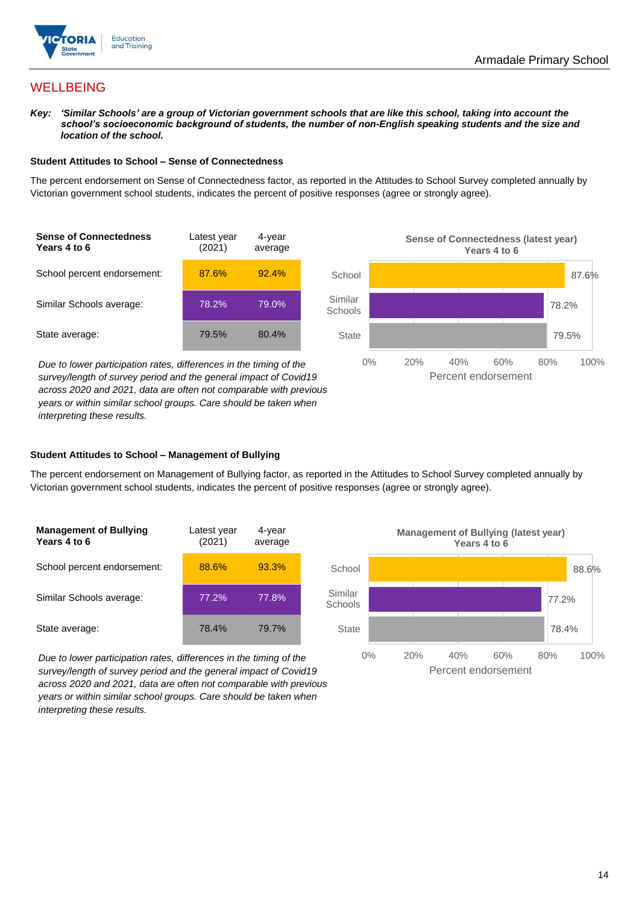## WELLBEING

***Key:*** ***'Similar Schools' are a group of Victorian government schools that are like this school, taking into account the school's socioeconomic background of students, the number of non-English speaking students and the size and location of the school.***

### Student Attitudes to School – Sense of Connectedness

The percent endorsement on Sense of Connectedness factor, as reported in the Attitudes to School Survey completed annually by Victorian government school students, indicates the percent of positive responses (agree or strongly agree).

| Sense of Connectedness Years 4 to 6 | Latest year (2021) | 4-year average |
|---|---|---|
| School percent endorsement: | 87.6% | 92.4% |
| Similar Schools average: | 78.2% | 79.0% |
| State average: | 79.5% | 80.4% |

*Due to lower participation rates, differences in the timing of the survey/length of survey period and the general impact of Covid19 across 2020 and 2021, data are often not comparable with previous years or within similar school groups. Care should be taken when interpreting these results.*

**Sense of Connectedness (latest year) Years 4 to 6**

| | Percent endorsement |
|---|---|
| School | 87.6% |
| Similar Schools | 78.2% |
| State | 79.5% |

### Student Attitudes to School – Management of Bullying

The percent endorsement on Management of Bullying factor, as reported in the Attitudes to School Survey completed annually by Victorian government school students, indicates the percent of positive responses (agree or strongly agree).

| Management of Bullying Years 4 to 6 | Latest year (2021) | 4-year average |
|---|---|---|
| School percent endorsement: | 88.6% | 93.3% |
| Similar Schools average: | 77.2% | 77.8% |
| State average: | 78.4% | 79.7% |

*Due to lower participation rates, differences in the timing of the survey/length of survey period and the general impact of Covid19 across 2020 and 2021, data are often not comparable with previous years or within similar school groups. Care should be taken when interpreting these results.*

**Management of Bullying (latest year) Years 4 to 6**

| | Percent endorsement |
|---|---|
| School | 88.6% |
| Similar Schools | 77.2% |
| State | 78.4% |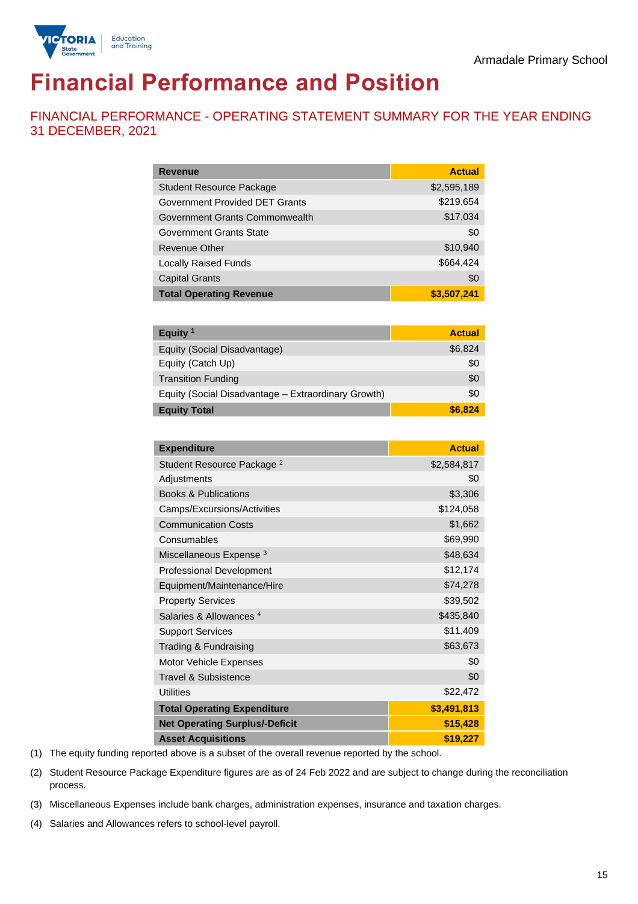Armadale Primary School

# Financial Performance and Position

## FINANCIAL PERFORMANCE - OPERATING STATEMENT SUMMARY FOR THE YEAR ENDING 31 DECEMBER, 2021

| Revenue | Actual |
|---|---|
| Student Resource Package | $2,595,189 |
| Government Provided DET Grants | $219,654 |
| Government Grants Commonwealth | $17,034 |
| Government Grants State | $0 |
| Revenue Other | $10,940 |
| Locally Raised Funds | $664,424 |
| Capital Grants | $0 |
| **Total Operating Revenue** | **$3,507,241** |

| Equity [1] | Actual |
|---|---|
| Equity (Social Disadvantage) | $6,824 |
| Equity (Catch Up) | $0 |
| Transition Funding | $0 |
| Equity (Social Disadvantage – Extraordinary Growth) | $0 |
| **Equity Total** | **$6,824** |

| Expenditure | Actual |
|---|---|
| Student Resource Package [2] | $2,584,817 |
| Adjustments | $0 |
| Books & Publications | $3,306 |
| Camps/Excursions/Activities | $124,058 |
| Communication Costs | $1,662 |
| Consumables | $69,990 |
| Miscellaneous Expense [3] | $48,634 |
| Professional Development | $12,174 |
| Equipment/Maintenance/Hire | $74,278 |
| Property Services | $39,502 |
| Salaries & Allowances [4] | $435,840 |
| Support Services | $11,409 |
| Trading & Fundraising | $63,673 |
| Motor Vehicle Expenses | $0 |
| Travel & Subsistence | $0 |
| Utilities | $22,472 |
| **Total Operating Expenditure** | **$3,491,813** |
| **Net Operating Surplus/-Deficit** | **$15,428** |
| **Asset Acquisitions** | **$19,227** |

(1) The equity funding reported above is a subset of the overall revenue reported by the school.

(2) Student Resource Package Expenditure figures are as of 24 Feb 2022 and are subject to change during the reconciliation process.

(3) Miscellaneous Expenses include bank charges, administration expenses, insurance and taxation charges.

(4) Salaries and Allowances refers to school-level payroll.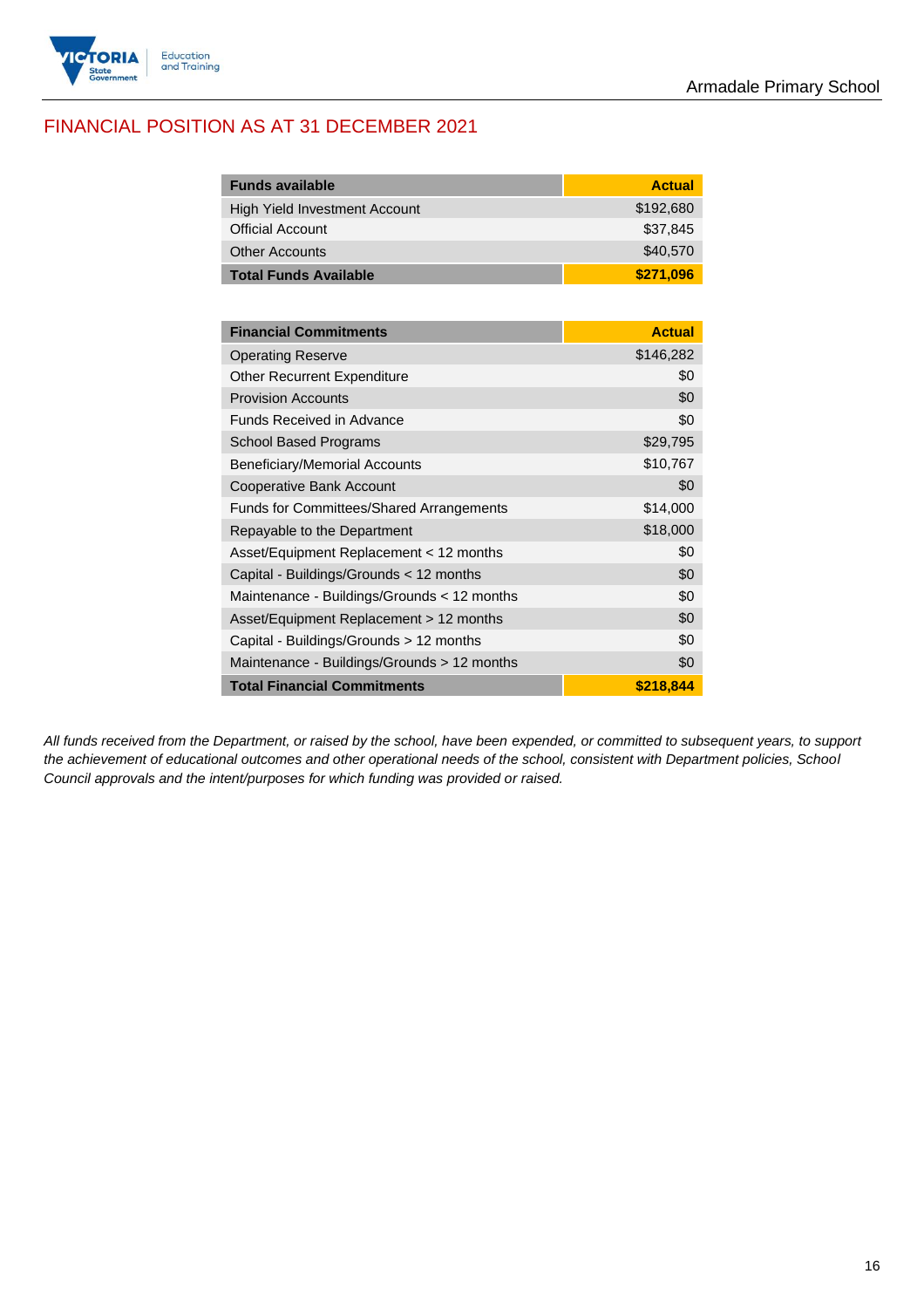## FINANCIAL POSITION AS AT 31 DECEMBER 2021

| Funds available | Actual |
|---|---|
| High Yield Investment Account | $192,680 |
| Official Account | $37,845 |
| Other Accounts | $40,570 |
| **Total Funds Available** | **$271,096** |

| Financial Commitments | Actual |
|---|---|
| Operating Reserve | $146,282 |
| Other Recurrent Expenditure | $0 |
| Provision Accounts | $0 |
| Funds Received in Advance | $0 |
| School Based Programs | $29,795 |
| Beneficiary/Memorial Accounts | $10,767 |
| Cooperative Bank Account | $0 |
| Funds for Committees/Shared Arrangements | $14,000 |
| Repayable to the Department | $18,000 |
| Asset/Equipment Replacement < 12 months | $0 |
| Capital - Buildings/Grounds < 12 months | $0 |
| Maintenance - Buildings/Grounds < 12 months | $0 |
| Asset/Equipment Replacement > 12 months | $0 |
| Capital - Buildings/Grounds > 12 months | $0 |
| Maintenance - Buildings/Grounds > 12 months | $0 |
| **Total Financial Commitments** | **$218,844** |

*All funds received from the Department, or raised by the school, have been expended, or committed to subsequent years, to support the achievement of educational outcomes and other operational needs of the school, consistent with Department policies, School Council approvals and the intent/purposes for which funding was provided or raised.*